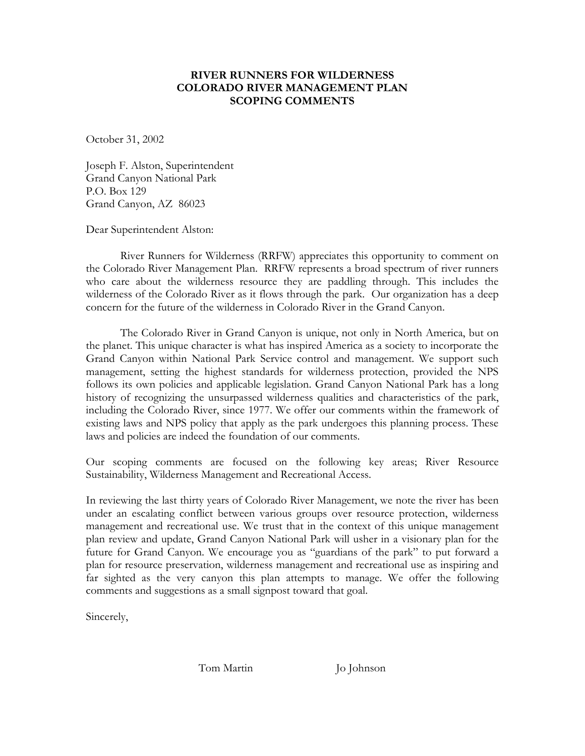**RIVER RUNNERS FOR WILDERNESS**
**COLORADO RIVER MANAGEMENT PLAN**
**SCOPING COMMENTS**

October 31, 2002

Joseph F. Alston, Superintendent
Grand Canyon National Park
P.O. Box 129
Grand Canyon, AZ 86023

Dear Superintendent Alston:

River Runners for Wilderness (RRFW) appreciates this opportunity to comment on the Colorado River Management Plan. RRFW represents a broad spectrum of river runners who care about the wilderness resource they are paddling through. This includes the wilderness of the Colorado River as it flows through the park. Our organization has a deep concern for the future of the wilderness in Colorado River in the Grand Canyon.

The Colorado River in Grand Canyon is unique, not only in North America, but on the planet. This unique character is what has inspired America as a society to incorporate the Grand Canyon within National Park Service control and management. We support such management, setting the highest standards for wilderness protection, provided the NPS follows its own policies and applicable legislation. Grand Canyon National Park has a long history of recognizing the unsurpassed wilderness qualities and characteristics of the park, including the Colorado River, since 1977. We offer our comments within the framework of existing laws and NPS policy that apply as the park undergoes this planning process. These laws and policies are indeed the foundation of our comments.

Our scoping comments are focused on the following key areas; River Resource Sustainability, Wilderness Management and Recreational Access.

In reviewing the last thirty years of Colorado River Management, we note the river has been under an escalating conflict between various groups over resource protection, wilderness management and recreational use. We trust that in the context of this unique management plan review and update, Grand Canyon National Park will usher in a visionary plan for the future for Grand Canyon. We encourage you as "guardians of the park" to put forward a plan for resource preservation, wilderness management and recreational use as inspiring and far sighted as the very canyon this plan attempts to manage. We offer the following comments and suggestions as a small signpost toward that goal.

Sincerely,

Tom Martin Jo Johnson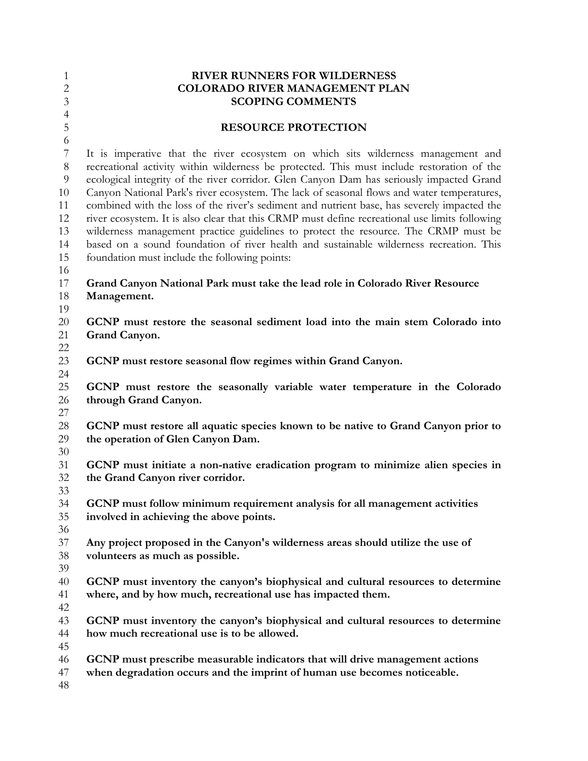# RIVER RUNNERS FOR WILDERNESS
# COLORADO RIVER MANAGEMENT PLAN
# SCOPING COMMENTS

## RESOURCE PROTECTION

It is imperative that the river ecosystem on which sits wilderness management and recreational activity within wilderness be protected. This must include restoration of the ecological integrity of the river corridor. Glen Canyon Dam has seriously impacted Grand Canyon National Park's river ecosystem. The lack of seasonal flows and water temperatures, combined with the loss of the river's sediment and nutrient base, has severely impacted the river ecosystem. It is also clear that this CRMP must define recreational use limits following wilderness management practice guidelines to protect the resource. The CRMP must be based on a sound foundation of river health and sustainable wilderness recreation. This foundation must include the following points:

**Grand Canyon National Park must take the lead role in Colorado River Resource Management.**

**GCNP must restore the seasonal sediment load into the main stem Colorado into Grand Canyon.**

**GCNP must restore seasonal flow regimes within Grand Canyon.**

**GCNP must restore the seasonally variable water temperature in the Colorado through Grand Canyon.**

**GCNP must restore all aquatic species known to be native to Grand Canyon prior to the operation of Glen Canyon Dam.**

**GCNP must initiate a non-native eradication program to minimize alien species in the Grand Canyon river corridor.**

**GCNP must follow minimum requirement analysis for all management activities involved in achieving the above points.**

**Any project proposed in the Canyon's wilderness areas should utilize the use of volunteers as much as possible.**

**GCNP must inventory the canyon's biophysical and cultural resources to determine where, and by how much, recreational use has impacted them.**

**GCNP must inventory the canyon's biophysical and cultural resources to determine how much recreational use is to be allowed.**

**GCNP must prescribe measurable indicators that will drive management actions when degradation occurs and the imprint of human use becomes noticeable.**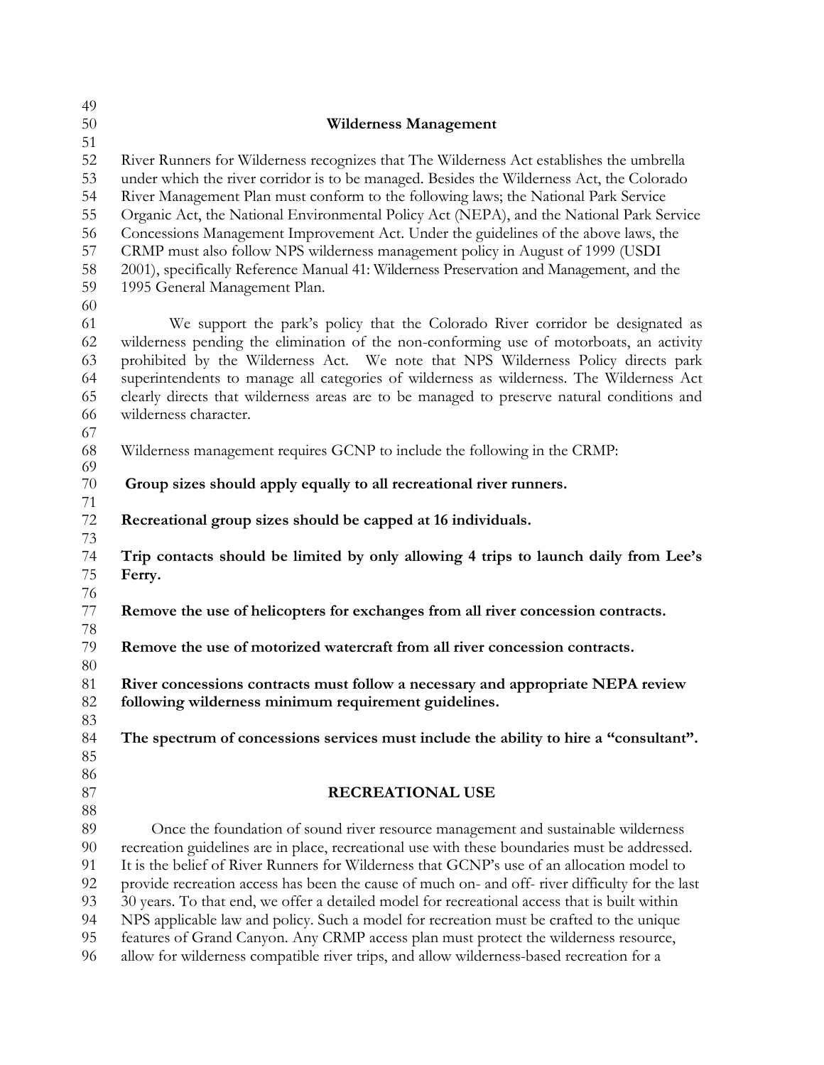## Wilderness Management

River Runners for Wilderness recognizes that The Wilderness Act establishes the umbrella under which the river corridor is to be managed. Besides the Wilderness Act, the Colorado River Management Plan must conform to the following laws; the National Park Service Organic Act, the National Environmental Policy Act (NEPA), and the National Park Service Concessions Management Improvement Act. Under the guidelines of the above laws, the CRMP must also follow NPS wilderness management policy in August of 1999 (USDI 2001), specifically Reference Manual 41: Wilderness Preservation and Management, and the 1995 General Management Plan.

We support the park's policy that the Colorado River corridor be designated as wilderness pending the elimination of the non-conforming use of motorboats, an activity prohibited by the Wilderness Act. We note that NPS Wilderness Policy directs park superintendents to manage all categories of wilderness as wilderness. The Wilderness Act clearly directs that wilderness areas are to be managed to preserve natural conditions and wilderness character.

Wilderness management requires GCNP to include the following in the CRMP:

**Group sizes should apply equally to all recreational river runners.**

**Recreational group sizes should be capped at 16 individuals.**

**Trip contacts should be limited by only allowing 4 trips to launch daily from Lee's Ferry.**

**Remove the use of helicopters for exchanges from all river concession contracts.**

**Remove the use of motorized watercraft from all river concession contracts.**

**River concessions contracts must follow a necessary and appropriate NEPA review following wilderness minimum requirement guidelines.**

**The spectrum of concessions services must include the ability to hire a "consultant".**

## RECREATIONAL USE

Once the foundation of sound river resource management and sustainable wilderness recreation guidelines are in place, recreational use with these boundaries must be addressed. It is the belief of River Runners for Wilderness that GCNP's use of an allocation model to provide recreation access has been the cause of much on- and off- river difficulty for the last 30 years. To that end, we offer a detailed model for recreational access that is built within NPS applicable law and policy. Such a model for recreation must be crafted to the unique features of Grand Canyon. Any CRMP access plan must protect the wilderness resource, allow for wilderness compatible river trips, and allow wilderness-based recreation for a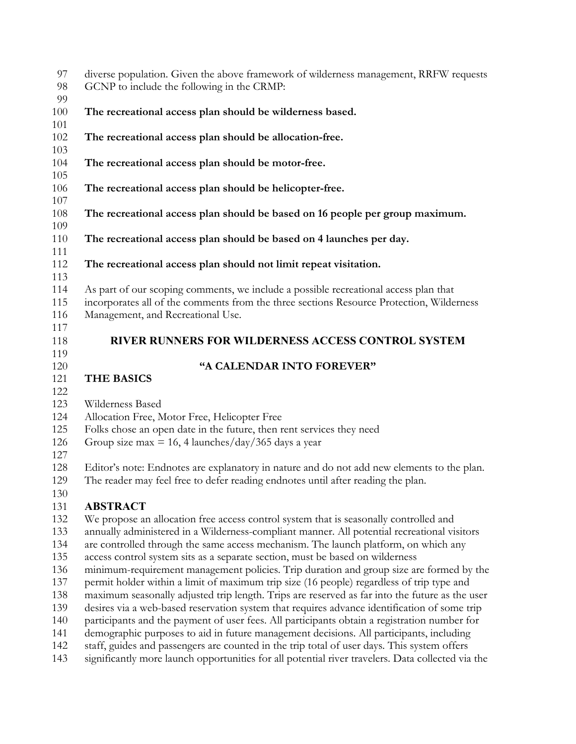diverse population. Given the above framework of wilderness management, RRFW requests GCNP to include the following in the CRMP:

**The recreational access plan should be wilderness based.**

**The recreational access plan should be allocation-free.**

**The recreational access plan should be motor-free.**

**The recreational access plan should be helicopter-free.**

**The recreational access plan should be based on 16 people per group maximum.**

**The recreational access plan should be based on 4 launches per day.**

**The recreational access plan should not limit repeat visitation.**

As part of our scoping comments, we include a possible recreational access plan that incorporates all of the comments from the three sections Resource Protection, Wilderness Management, and Recreational Use.

## RIVER RUNNERS FOR WILDERNESS ACCESS CONTROL SYSTEM

## "A CALENDAR INTO FOREVER"

### THE BASICS

Wilderness Based
Allocation Free, Motor Free, Helicopter Free
Folks chose an open date in the future, then rent services they need
Group size max = 16, 4 launches/day/365 days a year

Editor's note: Endnotes are explanatory in nature and do not add new elements to the plan. The reader may feel free to defer reading endnotes until after reading the plan.

### ABSTRACT

We propose an allocation free access control system that is seasonally controlled and annually administered in a Wilderness-compliant manner. All potential recreational visitors are controlled through the same access mechanism. The launch platform, on which any access control system sits as a separate section, must be based on wilderness minimum-requirement management policies. Trip duration and group size are formed by the permit holder within a limit of maximum trip size (16 people) regardless of trip type and maximum seasonally adjusted trip length. Trips are reserved as far into the future as the user desires via a web-based reservation system that requires advance identification of some trip participants and the payment of user fees. All participants obtain a registration number for demographic purposes to aid in future management decisions. All participants, including staff, guides and passengers are counted in the trip total of user days. This system offers significantly more launch opportunities for all potential river travelers. Data collected via the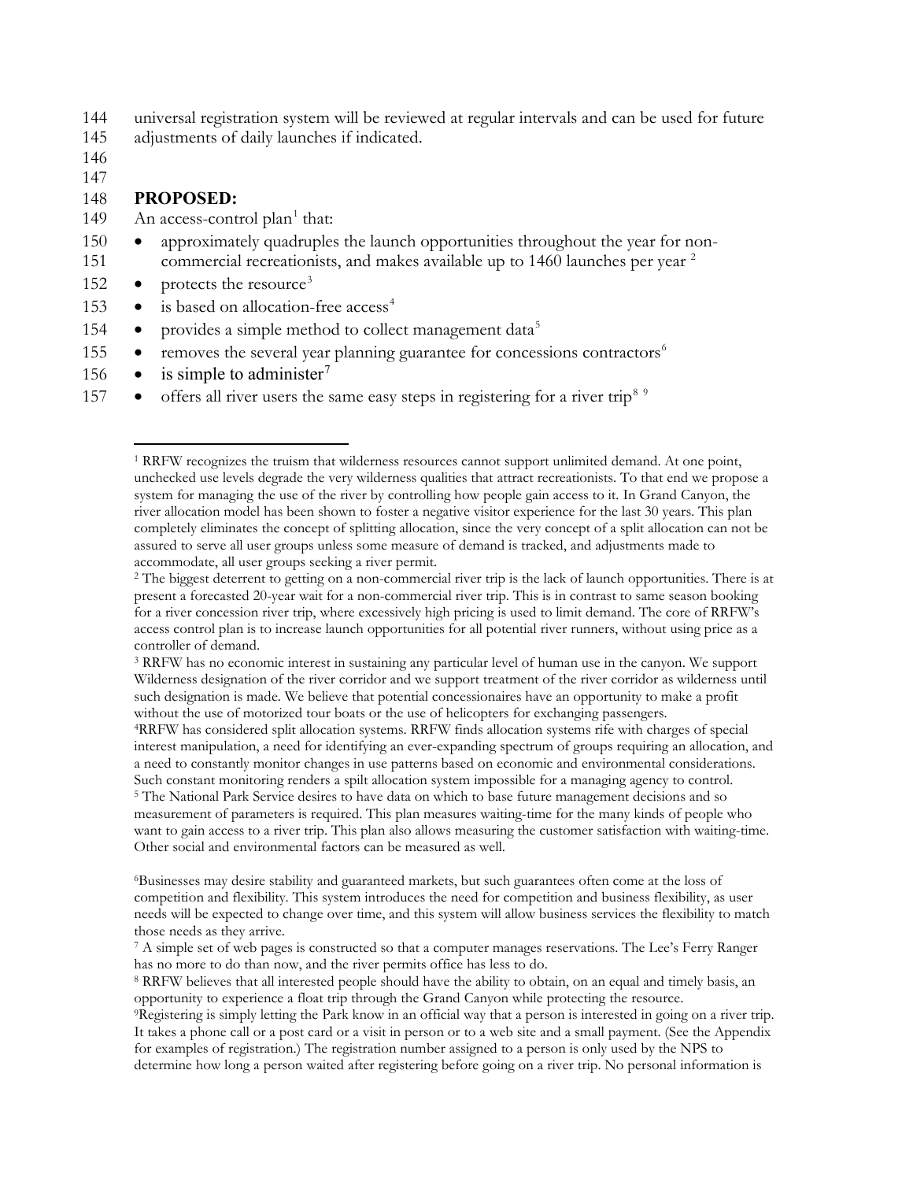universal registration system will be reviewed at regular intervals and can be used for future adjustments of daily launches if indicated.

## PROPOSED:

An access-control plan[1] that:

- approximately quadruples the launch opportunities throughout the year for non-commercial recreationists, and makes available up to 1460 launches per year [2]
- protects the resource[3]
- is based on allocation-free access[4]
- provides a simple method to collect management data[5]
- removes the several year planning guarantee for concessions contractors[6]
- is simple to administer[7]
- offers all river users the same easy steps in registering for a river trip[8] [9]

---

[1] RRFW recognizes the truism that wilderness resources cannot support unlimited demand. At one point, unchecked use levels degrade the very wilderness qualities that attract recreationists. To that end we propose a system for managing the use of the river by controlling how people gain access to it. In Grand Canyon, the river allocation model has been shown to foster a negative visitor experience for the last 30 years. This plan completely eliminates the concept of splitting allocation, since the very concept of a split allocation can not be assured to serve all user groups unless some measure of demand is tracked, and adjustments made to accommodate, all user groups seeking a river permit.

[2] The biggest deterrent to getting on a non-commercial river trip is the lack of launch opportunities. There is at present a forecasted 20-year wait for a non-commercial river trip. This is in contrast to same season booking for a river concession river trip, where excessively high pricing is used to limit demand. The core of RRFW's access control plan is to increase launch opportunities for all potential river runners, without using price as a controller of demand.

[3] RRFW has no economic interest in sustaining any particular level of human use in the canyon. We support Wilderness designation of the river corridor and we support treatment of the river corridor as wilderness until such designation is made. We believe that potential concessionaires have an opportunity to make a profit without the use of motorized tour boats or the use of helicopters for exchanging passengers.

[4] RRFW has considered split allocation systems. RRFW finds allocation systems rife with charges of special interest manipulation, a need for identifying an ever-expanding spectrum of groups requiring an allocation, and a need to constantly monitor changes in use patterns based on economic and environmental considerations. Such constant monitoring renders a spilt allocation system impossible for a managing agency to control.

[5] The National Park Service desires to have data on which to base future management decisions and so measurement of parameters is required. This plan measures waiting-time for the many kinds of people who want to gain access to a river trip. This plan also allows measuring the customer satisfaction with waiting-time. Other social and environmental factors can be measured as well.

[6] Businesses may desire stability and guaranteed markets, but such guarantees often come at the loss of competition and flexibility. This system introduces the need for competition and business flexibility, as user needs will be expected to change over time, and this system will allow business services the flexibility to match those needs as they arrive.

[7] A simple set of web pages is constructed so that a computer manages reservations. The Lee's Ferry Ranger has no more to do than now, and the river permits office has less to do.

[8] RRFW believes that all interested people should have the ability to obtain, on an equal and timely basis, an opportunity to experience a float trip through the Grand Canyon while protecting the resource.

[9] Registering is simply letting the Park know in an official way that a person is interested in going on a river trip. It takes a phone call or a post card or a visit in person or to a web site and a small payment. (See the Appendix for examples of registration.) The registration number assigned to a person is only used by the NPS to determine how long a person waited after registering before going on a river trip. No personal information is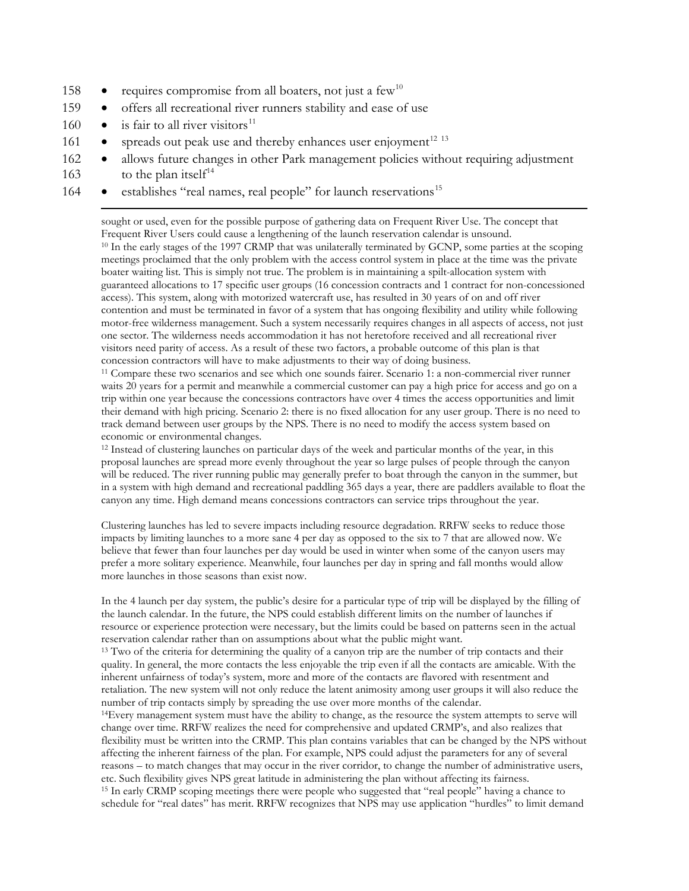158 • requires compromise from all boaters, not just a few[10]

159 • offers all recreational river runners stability and ease of use

160 • is fair to all river visitors[11]

161 • spreads out peak use and thereby enhances user enjoyment[12] [13]

162 • allows future changes in other Park management policies without requiring adjustment

163 to the plan itself[14]

164 • establishes "real names, real people" for launch reservations[15]

---

sought or used, even for the possible purpose of gathering data on Frequent River Use. The concept that Frequent River Users could cause a lengthening of the launch reservation calendar is unsound.

[10] In the early stages of the 1997 CRMP that was unilaterally terminated by GCNP, some parties at the scoping meetings proclaimed that the only problem with the access control system in place at the time was the private boater waiting list. This is simply not true. The problem is in maintaining a spilt-allocation system with guaranteed allocations to 17 specific user groups (16 concession contracts and 1 contract for non-concessioned access). This system, along with motorized watercraft use, has resulted in 30 years of on and off river contention and must be terminated in favor of a system that has ongoing flexibility and utility while following motor-free wilderness management. Such a system necessarily requires changes in all aspects of access, not just one sector. The wilderness needs accommodation it has not heretofore received and all recreational river visitors need parity of access. As a result of these two factors, a probable outcome of this plan is that concession contractors will have to make adjustments to their way of doing business.

[11] Compare these two scenarios and see which one sounds fairer. Scenario 1: a non-commercial river runner waits 20 years for a permit and meanwhile a commercial customer can pay a high price for access and go on a trip within one year because the concessions contractors have over 4 times the access opportunities and limit their demand with high pricing. Scenario 2: there is no fixed allocation for any user group. There is no need to track demand between user groups by the NPS. There is no need to modify the access system based on economic or environmental changes.

[12] Instead of clustering launches on particular days of the week and particular months of the year, in this proposal launches are spread more evenly throughout the year so large pulses of people through the canyon will be reduced. The river running public may generally prefer to boat through the canyon in the summer, but in a system with high demand and recreational paddling 365 days a year, there are paddlers available to float the canyon any time. High demand means concessions contractors can service trips throughout the year.

Clustering launches has led to severe impacts including resource degradation. RRFW seeks to reduce those impacts by limiting launches to a more sane 4 per day as opposed to the six to 7 that are allowed now. We believe that fewer than four launches per day would be used in winter when some of the canyon users may prefer a more solitary experience. Meanwhile, four launches per day in spring and fall months would allow more launches in those seasons than exist now.

In the 4 launch per day system, the public's desire for a particular type of trip will be displayed by the filling of the launch calendar. In the future, the NPS could establish different limits on the number of launches if resource or experience protection were necessary, but the limits could be based on patterns seen in the actual reservation calendar rather than on assumptions about what the public might want.

[13] Two of the criteria for determining the quality of a canyon trip are the number of trip contacts and their quality. In general, the more contacts the less enjoyable the trip even if all the contacts are amicable. With the inherent unfairness of today's system, more and more of the contacts are flavored with resentment and retaliation. The new system will not only reduce the latent animosity among user groups it will also reduce the number of trip contacts simply by spreading the use over more months of the calendar.

[14] Every management system must have the ability to change, as the resource the system attempts to serve will change over time. RRFW realizes the need for comprehensive and updated CRMP's, and also realizes that flexibility must be written into the CRMP. This plan contains variables that can be changed by the NPS without affecting the inherent fairness of the plan. For example, NPS could adjust the parameters for any of several reasons – to match changes that may occur in the river corridor, to change the number of administrative users, etc. Such flexibility gives NPS great latitude in administering the plan without affecting its fairness.

[15] In early CRMP scoping meetings there were people who suggested that "real people" having a chance to schedule for "real dates" has merit. RRFW recognizes that NPS may use application "hurdles" to limit demand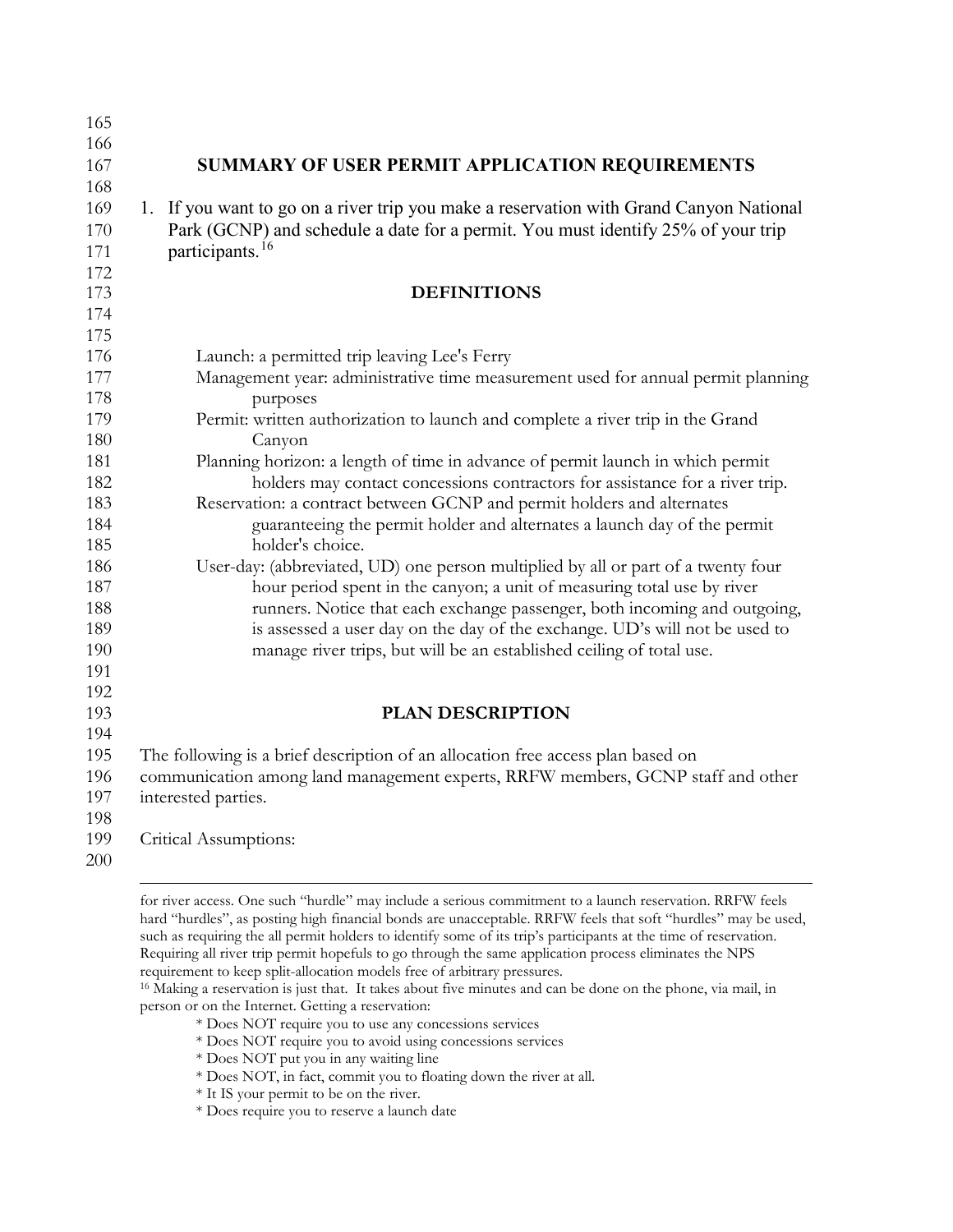## SUMMARY OF USER PERMIT APPLICATION REQUIREMENTS

1. If you want to go on a river trip you make a reservation with Grand Canyon National Park (GCNP) and schedule a date for a permit. You must identify 25% of your trip participants.[16]

## DEFINITIONS

Launch: a permitted trip leaving Lee's Ferry

Management year: administrative time measurement used for annual permit planning purposes

Permit: written authorization to launch and complete a river trip in the Grand Canyon

Planning horizon: a length of time in advance of permit launch in which permit holders may contact concessions contractors for assistance for a river trip.

Reservation: a contract between GCNP and permit holders and alternates guaranteeing the permit holder and alternates a launch day of the permit holder's choice.

User-day: (abbreviated, UD) one person multiplied by all or part of a twenty four hour period spent in the canyon; a unit of measuring total use by river runners. Notice that each exchange passenger, both incoming and outgoing, is assessed a user day on the day of the exchange. UD's will not be used to manage river trips, but will be an established ceiling of total use.

## PLAN DESCRIPTION

The following is a brief description of an allocation free access plan based on communication among land management experts, RRFW members, GCNP staff and other interested parties.

Critical Assumptions:

---

for river access. One such "hurdle" may include a serious commitment to a launch reservation. RRFW feels hard "hurdles", as posting high financial bonds are unacceptable. RRFW feels that soft "hurdles" may be used, such as requiring the all permit holders to identify some of its trip's participants at the time of reservation. Requiring all river trip permit hopefuls to go through the same application process eliminates the NPS requirement to keep split-allocation models free of arbitrary pressures.

[16] Making a reservation is just that. It takes about five minutes and can be done on the phone, via mail, in person or on the Internet. Getting a reservation:

* Does NOT require you to use any concessions services
* Does NOT require you to avoid using concessions services
* Does NOT put you in any waiting line
* Does NOT, in fact, commit you to floating down the river at all.
* It IS your permit to be on the river.
* Does require you to reserve a launch date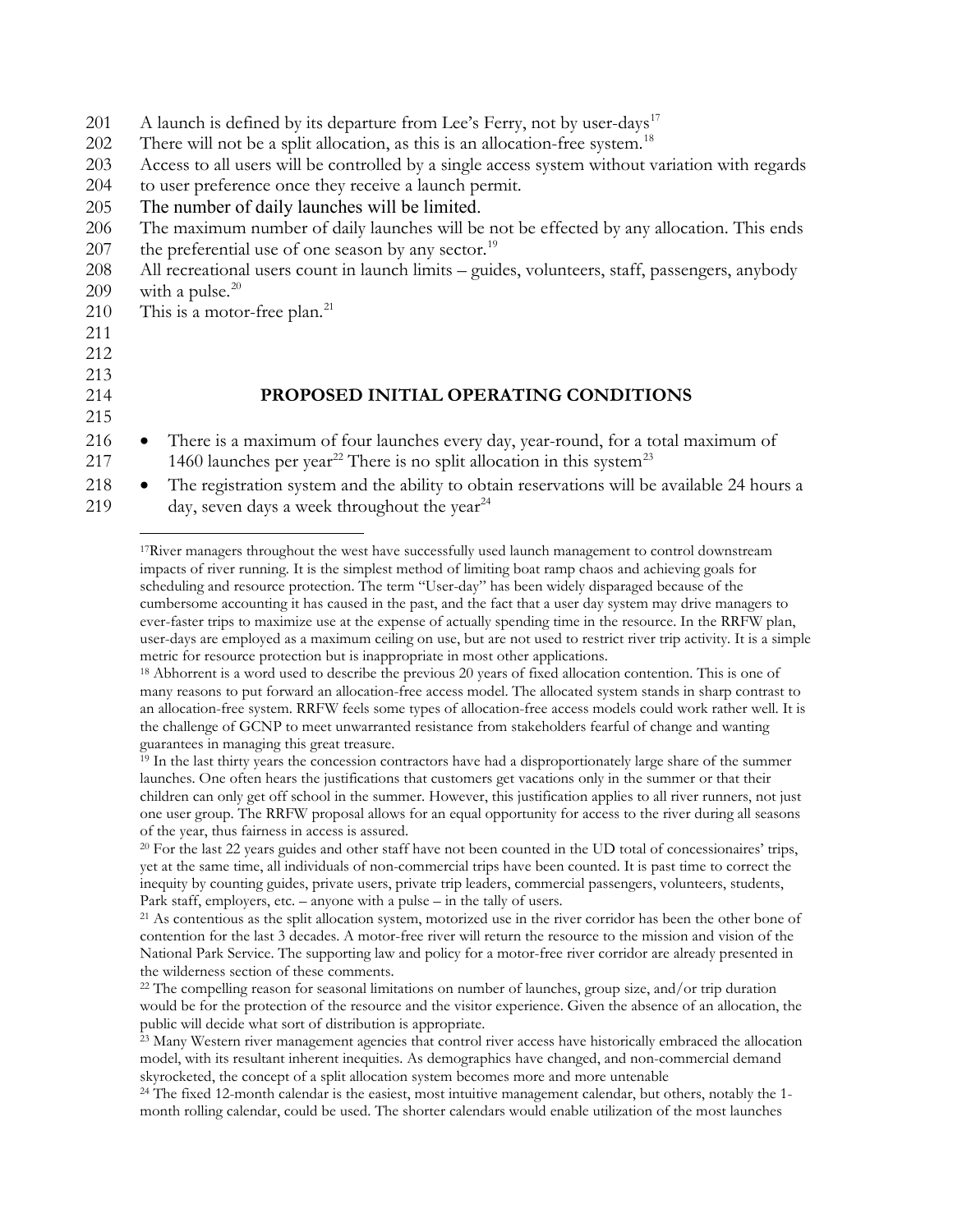A launch is defined by its departure from Lee's Ferry, not by user-days[17]

There will not be a split allocation, as this is an allocation-free system.[18]

Access to all users will be controlled by a single access system without variation with regards to user preference once they receive a launch permit.

The number of daily launches will be limited.

The maximum number of daily launches will be not be effected by any allocation. This ends the preferential use of one season by any sector.[19]

All recreational users count in launch limits – guides, volunteers, staff, passengers, anybody with a pulse.[20]

This is a motor-free plan.[21]

## PROPOSED INITIAL OPERATING CONDITIONS

- There is a maximum of four launches every day, year-round, for a total maximum of 1460 launches per year[22] There is no split allocation in this system[23]
- The registration system and the ability to obtain reservations will be available 24 hours a day, seven days a week throughout the year[24]

---

[17]River managers throughout the west have successfully used launch management to control downstream impacts of river running. It is the simplest method of limiting boat ramp chaos and achieving goals for scheduling and resource protection. The term "User-day" has been widely disparaged because of the cumbersome accounting it has caused in the past, and the fact that a user day system may drive managers to ever-faster trips to maximize use at the expense of actually spending time in the resource. In the RRFW plan, user-days are employed as a maximum ceiling on use, but are not used to restrict river trip activity. It is a simple metric for resource protection but is inappropriate in most other applications.

[18] Abhorrent is a word used to describe the previous 20 years of fixed allocation contention. This is one of many reasons to put forward an allocation-free access model. The allocated system stands in sharp contrast to an allocation-free system. RRFW feels some types of allocation-free access models could work rather well. It is the challenge of GCNP to meet unwarranted resistance from stakeholders fearful of change and wanting guarantees in managing this great treasure.

[19] In the last thirty years the concession contractors have had a disproportionately large share of the summer launches. One often hears the justifications that customers get vacations only in the summer or that their children can only get off school in the summer. However, this justification applies to all river runners, not just one user group. The RRFW proposal allows for an equal opportunity for access to the river during all seasons of the year, thus fairness in access is assured.

[20] For the last 22 years guides and other staff have not been counted in the UD total of concessionaires' trips, yet at the same time, all individuals of non-commercial trips have been counted. It is past time to correct the inequity by counting guides, private users, private trip leaders, commercial passengers, volunteers, students, Park staff, employers, etc. – anyone with a pulse – in the tally of users.

[21] As contentious as the split allocation system, motorized use in the river corridor has been the other bone of contention for the last 3 decades. A motor-free river will return the resource to the mission and vision of the National Park Service. The supporting law and policy for a motor-free river corridor are already presented in the wilderness section of these comments.

[22] The compelling reason for seasonal limitations on number of launches, group size, and/or trip duration would be for the protection of the resource and the visitor experience. Given the absence of an allocation, the public will decide what sort of distribution is appropriate.

[23] Many Western river management agencies that control river access have historically embraced the allocation model, with its resultant inherent inequities. As demographics have changed, and non-commercial demand skyrocketed, the concept of a split allocation system becomes more and more untenable

[24] The fixed 12-month calendar is the easiest, most intuitive management calendar, but others, notably the 1-month rolling calendar, could be used. The shorter calendars would enable utilization of the most launches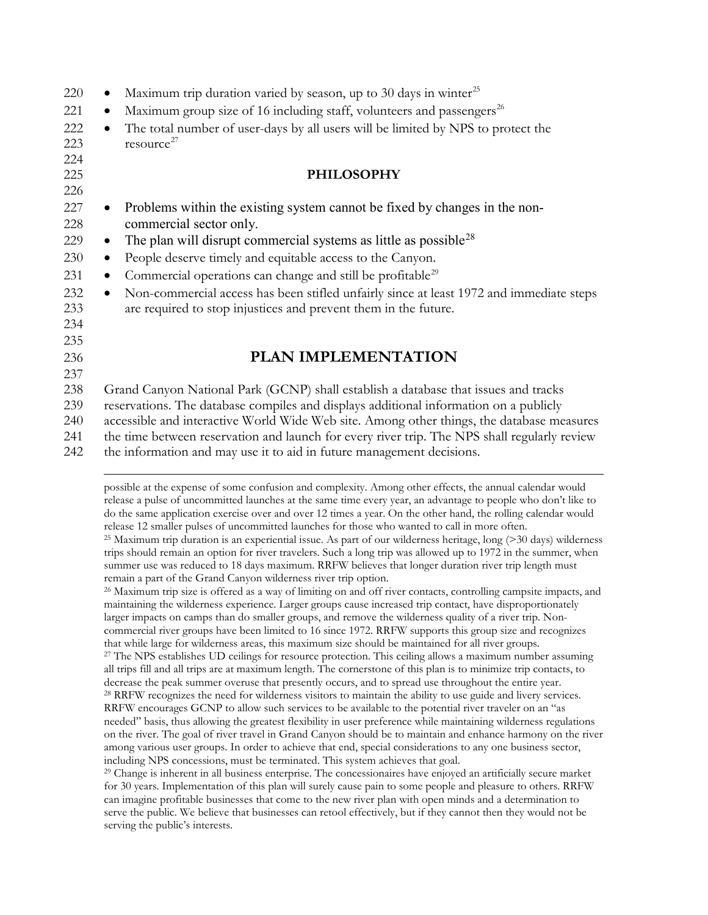- Maximum trip duration varied by season, up to 30 days in winter[25]
- Maximum group size of 16 including staff, volunteers and passengers[26]
- The total number of user-days by all users will be limited by NPS to protect the resource[27]

**PHILOSOPHY**

- Problems within the existing system cannot be fixed by changes in the non-commercial sector only.
- The plan will disrupt commercial systems as little as possible[28]
- People deserve timely and equitable access to the Canyon.
- Commercial operations can change and still be profitable[29]
- Non-commercial access has been stifled unfairly since at least 1972 and immediate steps are required to stop injustices and prevent them in the future.

## PLAN IMPLEMENTATION

Grand Canyon National Park (GCNP) shall establish a database that issues and tracks reservations. The database compiles and displays additional information on a publicly accessible and interactive World Wide Web site. Among other things, the database measures the time between reservation and launch for every river trip. The NPS shall regularly review the information and may use it to aid in future management decisions.

---

possible at the expense of some confusion and complexity. Among other effects, the annual calendar would release a pulse of uncommitted launches at the same time every year, an advantage to people who don't like to do the same application exercise over and over 12 times a year. On the other hand, the rolling calendar would release 12 smaller pulses of uncommitted launches for those who wanted to call in more often.

[25] Maximum trip duration is an experiential issue. As part of our wilderness heritage, long (>30 days) wilderness trips should remain an option for river travelers. Such a long trip was allowed up to 1972 in the summer, when summer use was reduced to 18 days maximum. RRFW believes that longer duration river trip length must remain a part of the Grand Canyon wilderness river trip option.

[26] Maximum trip size is offered as a way of limiting on and off river contacts, controlling campsite impacts, and maintaining the wilderness experience. Larger groups cause increased trip contact, have disproportionately larger impacts on camps than do smaller groups, and remove the wilderness quality of a river trip. Non-commercial river groups have been limited to 16 since 1972. RRFW supports this group size and recognizes that while large for wilderness areas, this maximum size should be maintained for all river groups.

[27] The NPS establishes UD ceilings for resource protection. This ceiling allows a maximum number assuming all trips fill and all trips are at maximum length. The cornerstone of this plan is to minimize trip contacts, to decrease the peak summer overuse that presently occurs, and to spread use throughout the entire year.

[28] RRFW recognizes the need for wilderness visitors to maintain the ability to use guide and livery services. RRFW encourages GCNP to allow such services to be available to the potential river traveler on an "as needed" basis, thus allowing the greatest flexibility in user preference while maintaining wilderness regulations on the river. The goal of river travel in Grand Canyon should be to maintain and enhance harmony on the river among various user groups. In order to achieve that end, special considerations to any one business sector, including NPS concessions, must be terminated. This system achieves that goal.

[29] Change is inherent in all business enterprise. The concessionaires have enjoyed an artificially secure market for 30 years. Implementation of this plan will surely cause pain to some people and pleasure to others. RRFW can imagine profitable businesses that come to the new river plan with open minds and a determination to serve the public. We believe that businesses can retool effectively, but if they cannot then they would not be serving the public's interests.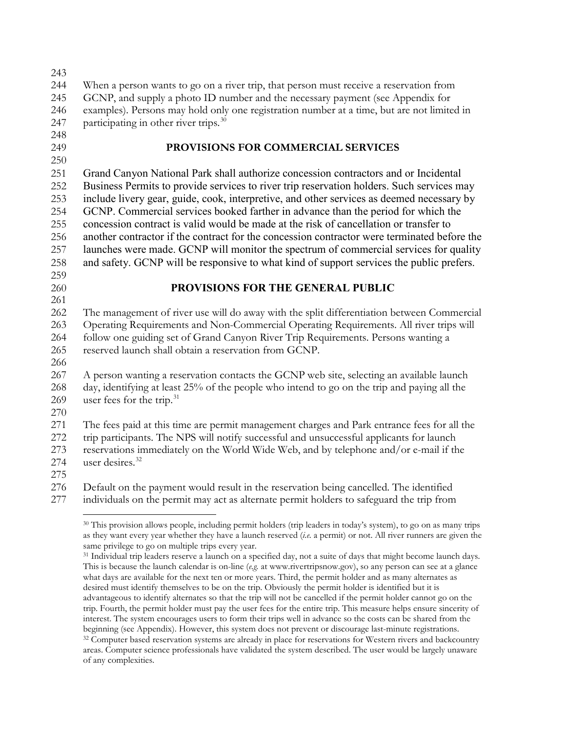When a person wants to go on a river trip, that person must receive a reservation from GCNP, and supply a photo ID number and the necessary payment (see Appendix for examples). Persons may hold only one registration number at a time, but are not limited in participating in other river trips.[30]

## PROVISIONS FOR COMMERCIAL SERVICES

Grand Canyon National Park shall authorize concession contractors and or Incidental Business Permits to provide services to river trip reservation holders. Such services may include livery gear, guide, cook, interpretive, and other services as deemed necessary by GCNP. Commercial services booked farther in advance than the period for which the concession contract is valid would be made at the risk of cancellation or transfer to another contractor if the contract for the concession contractor were terminated before the launches were made. GCNP will monitor the spectrum of commercial services for quality and safety. GCNP will be responsive to what kind of support services the public prefers.

## PROVISIONS FOR THE GENERAL PUBLIC

The management of river use will do away with the split differentiation between Commercial Operating Requirements and Non-Commercial Operating Requirements. All river trips will follow one guiding set of Grand Canyon River Trip Requirements. Persons wanting a reserved launch shall obtain a reservation from GCNP.

A person wanting a reservation contacts the GCNP web site, selecting an available launch day, identifying at least 25% of the people who intend to go on the trip and paying all the user fees for the trip.[31]

The fees paid at this time are permit management charges and Park entrance fees for all the trip participants. The NPS will notify successful and unsuccessful applicants for launch reservations immediately on the World Wide Web, and by telephone and/or e-mail if the user desires.[32]

Default on the payment would result in the reservation being cancelled. The identified individuals on the permit may act as alternate permit holders to safeguard the trip from

---

[30] This provision allows people, including permit holders (trip leaders in today's system), to go on as many trips as they want every year whether they have a launch reserved (*i.e.* a permit) or not. All river runners are given the same privilege to go on multiple trips every year.

[31] Individual trip leaders reserve a launch on a specified day, not a suite of days that might become launch days. This is because the launch calendar is on-line (*e.g.* at www.rivertripsnow.gov), so any person can see at a glance what days are available for the next ten or more years. Third, the permit holder and as many alternates as desired must identify themselves to be on the trip. Obviously the permit holder is identified but it is advantageous to identify alternates so that the trip will not be cancelled if the permit holder cannot go on the trip. Fourth, the permit holder must pay the user fees for the entire trip. This measure helps ensure sincerity of interest. The system encourages users to form their trips well in advance so the costs can be shared from the beginning (see Appendix). However, this system does not prevent or discourage last-minute registrations.

[32] Computer based reservation systems are already in place for reservations for Western rivers and backcountry areas. Computer science professionals have validated the system described. The user would be largely unaware of any complexities.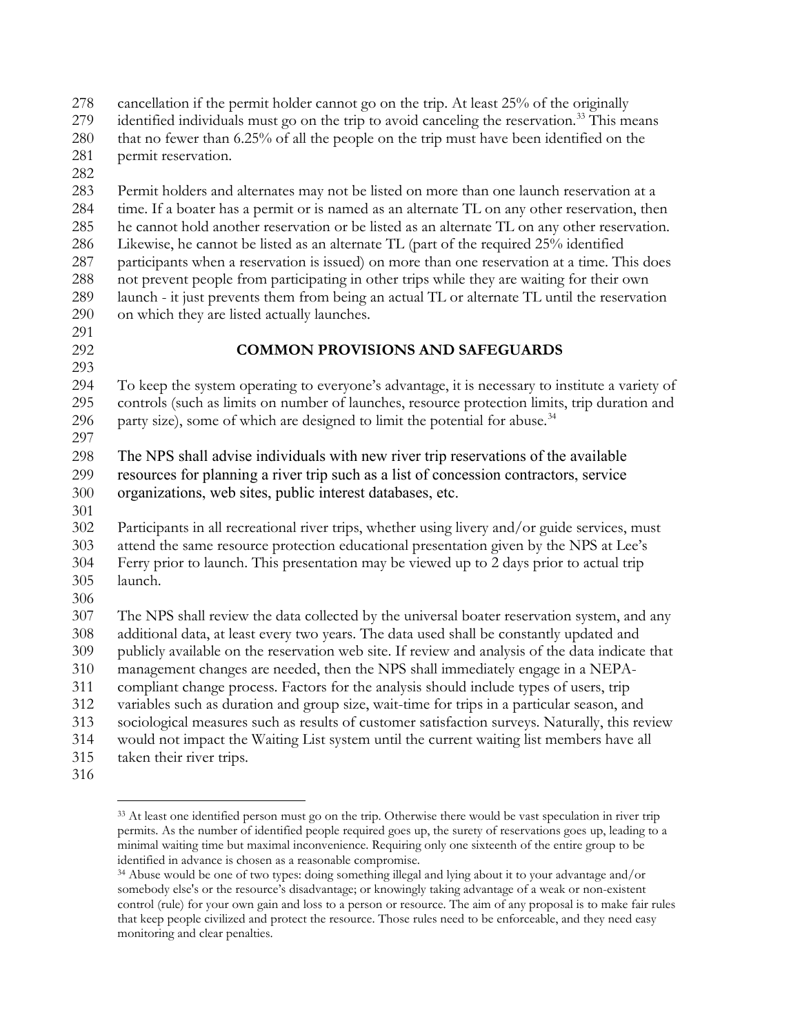cancellation if the permit holder cannot go on the trip. At least 25% of the originally identified individuals must go on the trip to avoid canceling the reservation.[33] This means that no fewer than 6.25% of all the people on the trip must have been identified on the permit reservation.

Permit holders and alternates may not be listed on more than one launch reservation at a time. If a boater has a permit or is named as an alternate TL on any other reservation, then he cannot hold another reservation or be listed as an alternate TL on any other reservation. Likewise, he cannot be listed as an alternate TL (part of the required 25% identified participants when a reservation is issued) on more than one reservation at a time. This does not prevent people from participating in other trips while they are waiting for their own launch - it just prevents them from being an actual TL or alternate TL until the reservation on which they are listed actually launches.

## COMMON PROVISIONS AND SAFEGUARDS

To keep the system operating to everyone's advantage, it is necessary to institute a variety of controls (such as limits on number of launches, resource protection limits, trip duration and party size), some of which are designed to limit the potential for abuse.[34]

The NPS shall advise individuals with new river trip reservations of the available resources for planning a river trip such as a list of concession contractors, service organizations, web sites, public interest databases, etc.

Participants in all recreational river trips, whether using livery and/or guide services, must attend the same resource protection educational presentation given by the NPS at Lee's Ferry prior to launch. This presentation may be viewed up to 2 days prior to actual trip launch.

The NPS shall review the data collected by the universal boater reservation system, and any additional data, at least every two years. The data used shall be constantly updated and publicly available on the reservation web site. If review and analysis of the data indicate that management changes are needed, then the NPS shall immediately engage in a NEPA-compliant change process. Factors for the analysis should include types of users, trip variables such as duration and group size, wait-time for trips in a particular season, and sociological measures such as results of customer satisfaction surveys. Naturally, this review would not impact the Waiting List system until the current waiting list members have all taken their river trips.

---

[33] At least one identified person must go on the trip. Otherwise there would be vast speculation in river trip permits. As the number of identified people required goes up, the surety of reservations goes up, leading to a minimal waiting time but maximal inconvenience. Requiring only one sixteenth of the entire group to be identified in advance is chosen as a reasonable compromise.

[34] Abuse would be one of two types: doing something illegal and lying about it to your advantage and/or somebody else's or the resource's disadvantage; or knowingly taking advantage of a weak or non-existent control (rule) for your own gain and loss to a person or resource. The aim of any proposal is to make fair rules that keep people civilized and protect the resource. Those rules need to be enforceable, and they need easy monitoring and clear penalties.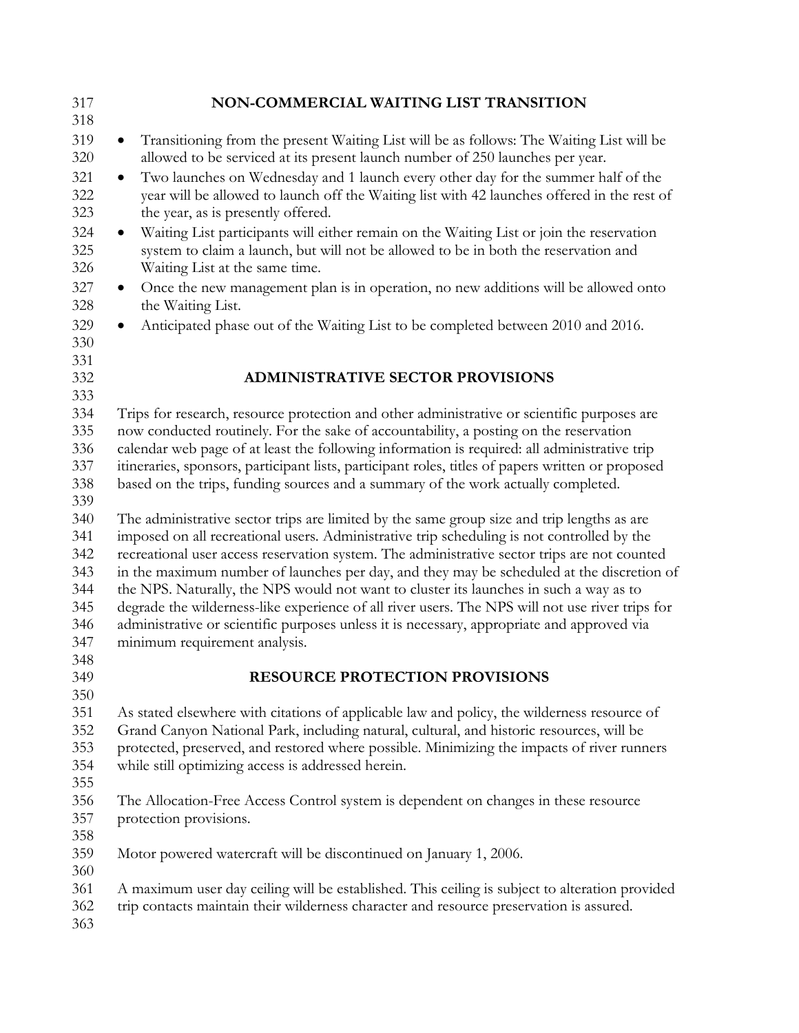## NON-COMMERCIAL WAITING LIST TRANSITION

- Transitioning from the present Waiting List will be as follows: The Waiting List will be allowed to be serviced at its present launch number of 250 launches per year.
- Two launches on Wednesday and 1 launch every other day for the summer half of the year will be allowed to launch off the Waiting list with 42 launches offered in the rest of the year, as is presently offered.
- Waiting List participants will either remain on the Waiting List or join the reservation system to claim a launch, but will not be allowed to be in both the reservation and Waiting List at the same time.
- Once the new management plan is in operation, no new additions will be allowed onto the Waiting List.
- Anticipated phase out of the Waiting List to be completed between 2010 and 2016.

## ADMINISTRATIVE SECTOR PROVISIONS

Trips for research, resource protection and other administrative or scientific purposes are now conducted routinely. For the sake of accountability, a posting on the reservation calendar web page of at least the following information is required: all administrative trip itineraries, sponsors, participant lists, participant roles, titles of papers written or proposed based on the trips, funding sources and a summary of the work actually completed.

The administrative sector trips are limited by the same group size and trip lengths as are imposed on all recreational users. Administrative trip scheduling is not controlled by the recreational user access reservation system. The administrative sector trips are not counted in the maximum number of launches per day, and they may be scheduled at the discretion of the NPS. Naturally, the NPS would not want to cluster its launches in such a way as to degrade the wilderness-like experience of all river users. The NPS will not use river trips for administrative or scientific purposes unless it is necessary, appropriate and approved via minimum requirement analysis.

## RESOURCE PROTECTION PROVISIONS

As stated elsewhere with citations of applicable law and policy, the wilderness resource of Grand Canyon National Park, including natural, cultural, and historic resources, will be protected, preserved, and restored where possible. Minimizing the impacts of river runners while still optimizing access is addressed herein.

The Allocation-Free Access Control system is dependent on changes in these resource protection provisions.

Motor powered watercraft will be discontinued on January 1, 2006.

A maximum user day ceiling will be established. This ceiling is subject to alteration provided trip contacts maintain their wilderness character and resource preservation is assured.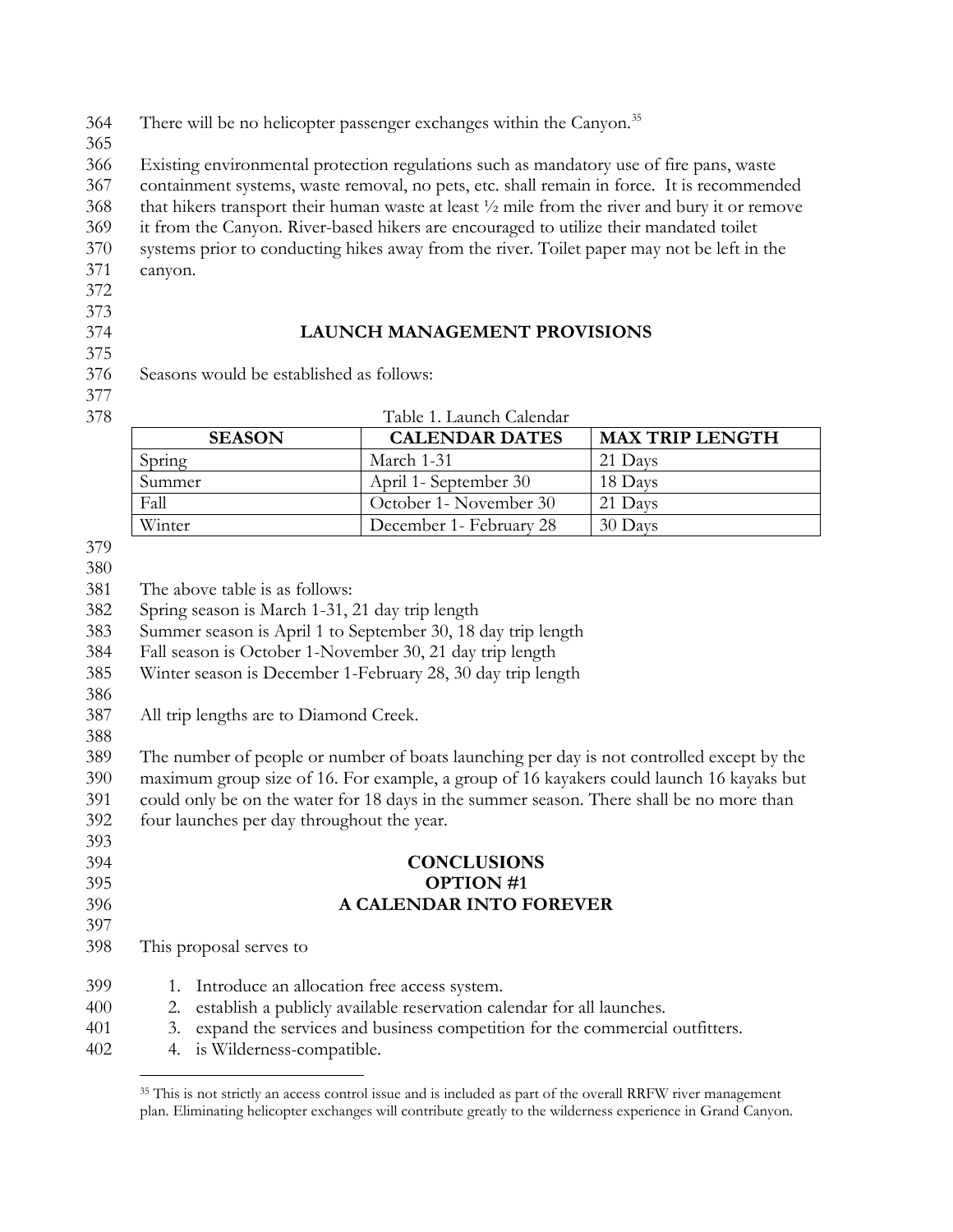There will be no helicopter passenger exchanges within the Canyon.[35]

Existing environmental protection regulations such as mandatory use of fire pans, waste containment systems, waste removal, no pets, etc. shall remain in force. It is recommended that hikers transport their human waste at least ½ mile from the river and bury it or remove it from the Canyon. River-based hikers are encouraged to utilize their mandated toilet systems prior to conducting hikes away from the river. Toilet paper may not be left in the canyon.

## LAUNCH MANAGEMENT PROVISIONS

Seasons would be established as follows:

Table 1. Launch Calendar

| SEASON | CALENDAR DATES | MAX TRIP LENGTH |
|---|---|---|
| Spring | March 1-31 | 21 Days |
| Summer | April 1- September 30 | 18 Days |
| Fall | October 1- November 30 | 21 Days |
| Winter | December 1- February 28 | 30 Days |

The above table is as follows:
Spring season is March 1-31, 21 day trip length
Summer season is April 1 to September 30, 18 day trip length
Fall season is October 1-November 30, 21 day trip length
Winter season is December 1-February 28, 30 day trip length

All trip lengths are to Diamond Creek.

The number of people or number of boats launching per day is not controlled except by the maximum group size of 16. For example, a group of 16 kayakers could launch 16 kayaks but could only be on the water for 18 days in the summer season. There shall be no more than four launches per day throughout the year.

## CONCLUSIONS
## OPTION #1
## A CALENDAR INTO FOREVER

This proposal serves to

1. Introduce an allocation free access system.
2. establish a publicly available reservation calendar for all launches.
3. expand the services and business competition for the commercial outfitters.
4. is Wilderness-compatible.

[35] This is not strictly an access control issue and is included as part of the overall RRFW river management plan. Eliminating helicopter exchanges will contribute greatly to the wilderness experience in Grand Canyon.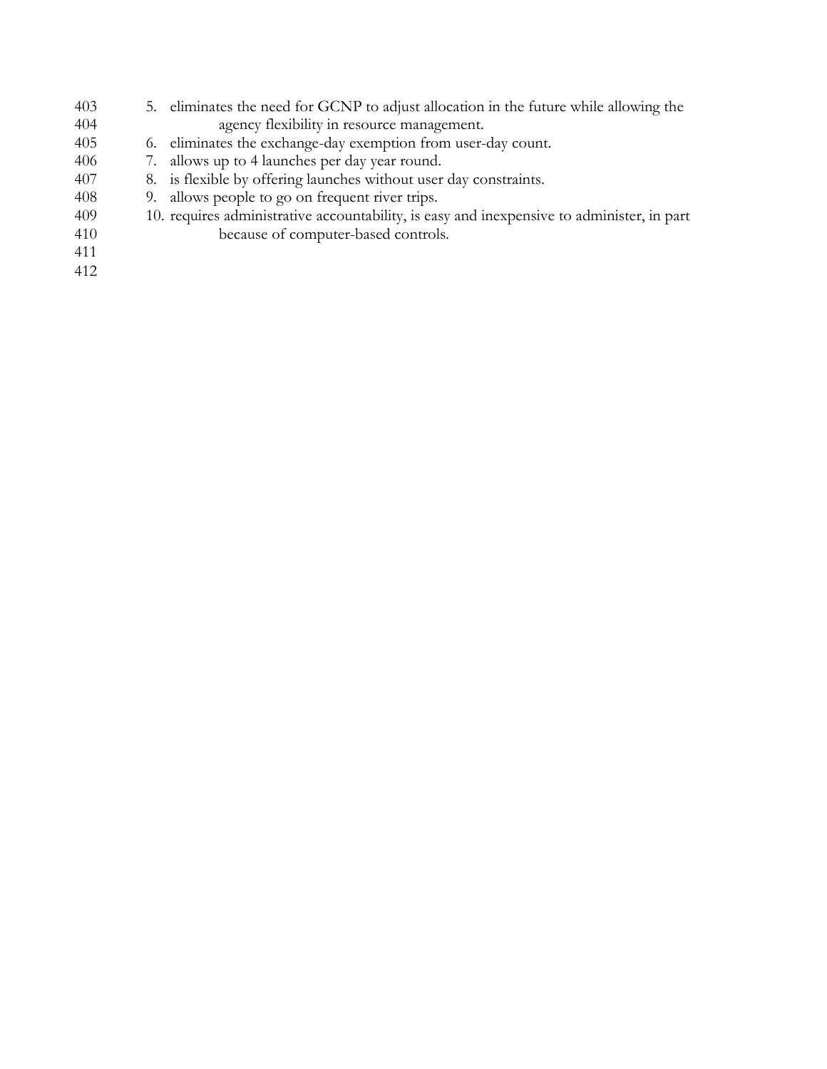5. eliminates the need for GCNP to adjust allocation in the future while allowing the agency flexibility in resource management.
6. eliminates the exchange-day exemption from user-day count.
7. allows up to 4 launches per day year round.
8. is flexible by offering launches without user day constraints.
9. allows people to go on frequent river trips.
10. requires administrative accountability, is easy and inexpensive to administer, in part because of computer-based controls.